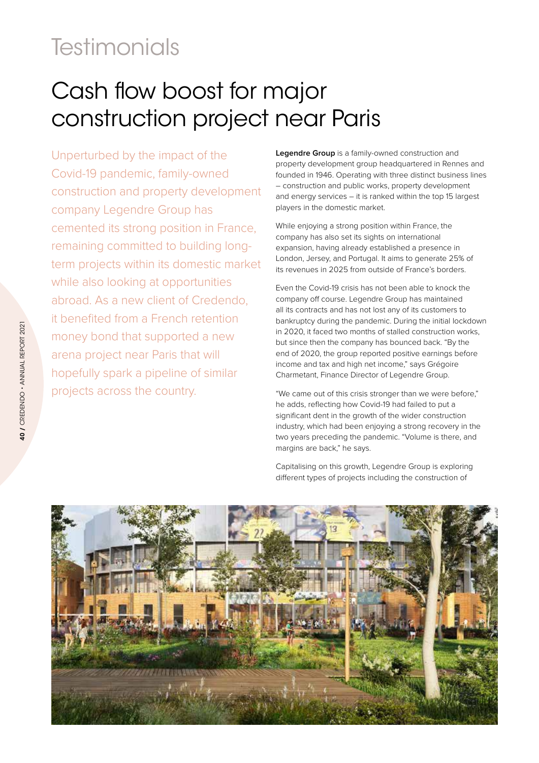# Testimonials

## Cash flow boost for major construction project near Paris

Unperturbed by the impact of the Covid-19 pandemic, family-owned construction and property development company Legendre Group has cemented its strong position in France, remaining committed to building long-term projects within its domestic market while also looking at opportunities abroad. As a new client of Credendo, it benefited from a French retention money bond that supported a new arena project near Paris that will hopefully spark a pipeline of similar projects across the country.

**Legendre Group** is a family-owned construction and property development group headquartered in Rennes and founded in 1946. Operating with three distinct business lines – construction and public works, property development and energy services – it is ranked within the top 15 largest players in the domestic market.

While enjoying a strong position within France, the company has also set its sights on international expansion, having already established a presence in London, Jersey, and Portugal. It aims to generate 25% of its revenues in 2025 from outside of France's borders.

Even the Covid-19 crisis has not been able to knock the company off course. Legendre Group has maintained all its contracts and has not lost any of its customers to bankruptcy during the pandemic. During the initial lockdown in 2020, it faced two months of stalled construction works, but since then the company has bounced back. "By the end of 2020, the group reported positive earnings before income and tax and high net income," says Grégoire Charmetant, Finance Director of Legendre Group.

"We came out of this crisis stronger than we were before," he adds, reflecting how Covid-19 had failed to put a significant dent in the growth of the wider construction industry, which had been enjoying a strong recovery in the two years preceding the pandemic. "Volume is there, and margins are back," he says.

Capitalising on this growth, Legendre Group is exploring different types of projects including the construction of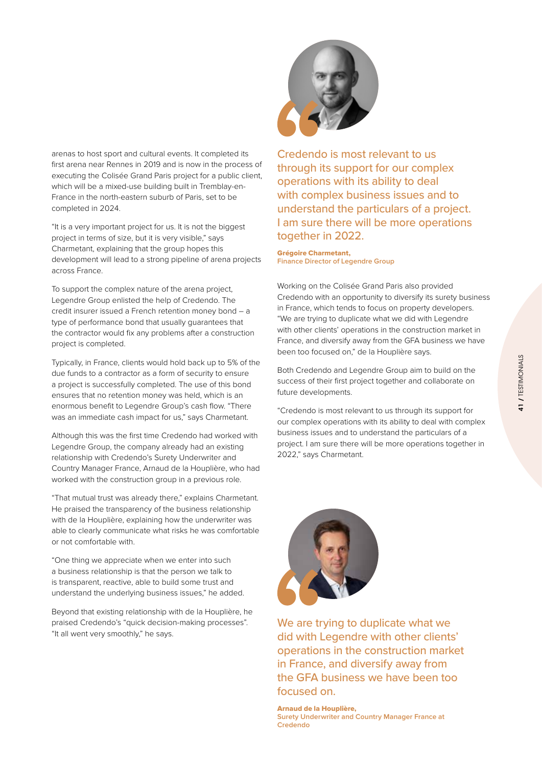arenas to host sport and cultural events. It completed its first arena near Rennes in 2019 and is now in the process of executing the Colisée Grand Paris project for a public client, which will be a mixed-use building built in Tremblay-en-France in the north-eastern suburb of Paris, set to be completed in 2024.

"It is a very important project for us. It is not the biggest project in terms of size, but it is very visible," says Charmetant, explaining that the group hopes this development will lead to a strong pipeline of arena projects across France.

To support the complex nature of the arena project, Legendre Group enlisted the help of Credendo. The credit insurer issued a French retention money bond – a type of performance bond that usually guarantees that the contractor would fix any problems after a construction project is completed.

Typically, in France, clients would hold back up to 5% of the due funds to a contractor as a form of security to ensure a project is successfully completed. The use of this bond ensures that no retention money was held, which is an enormous benefit to Legendre Group's cash flow. "There was an immediate cash impact for us," says Charmetant.

Although this was the first time Credendo had worked with Legendre Group, the company already had an existing relationship with Credendo's Surety Underwriter and Country Manager France, Arnaud de la Houplière, who had worked with the construction group in a previous role.

"That mutual trust was already there," explains Charmetant. He praised the transparency of the business relationship with de la Houplière, explaining how the underwriter was able to clearly communicate what risks he was comfortable or not comfortable with.

"One thing we appreciate when we enter into such a business relationship is that the person we talk to is transparent, reactive, able to build some trust and understand the underlying business issues," he added.

Beyond that existing relationship with de la Houplière, he praised Credendo's "quick decision-making processes". "It all went very smoothly," he says.

> Credendo is most relevant to us through its support for our complex operations with its ability to deal with complex business issues and to understand the particulars of a project. I am sure there will be more operations together in 2022.
>
> **Grégoire Charmetant,**
> **Finance Director of Legendre Group**

Working on the Colisée Grand Paris also provided Credendo with an opportunity to diversify its surety business in France, which tends to focus on property developers. "We are trying to duplicate what we did with Legendre with other clients' operations in the construction market in France, and diversify away from the GFA business we have been too focused on," de la Houplière says.

Both Credendo and Legendre Group aim to build on the success of their first project together and collaborate on future developments.

"Credendo is most relevant to us through its support for our complex operations with its ability to deal with complex business issues and to understand the particulars of a project. I am sure there will be more operations together in 2022," says Charmetant.

> We are trying to duplicate what we did with Legendre with other clients' operations in the construction market in France, and diversify away from the GFA business we have been too focused on.
>
> **Arnaud de la Houplière,**
> **Surety Underwriter and Country Manager France at Credendo**